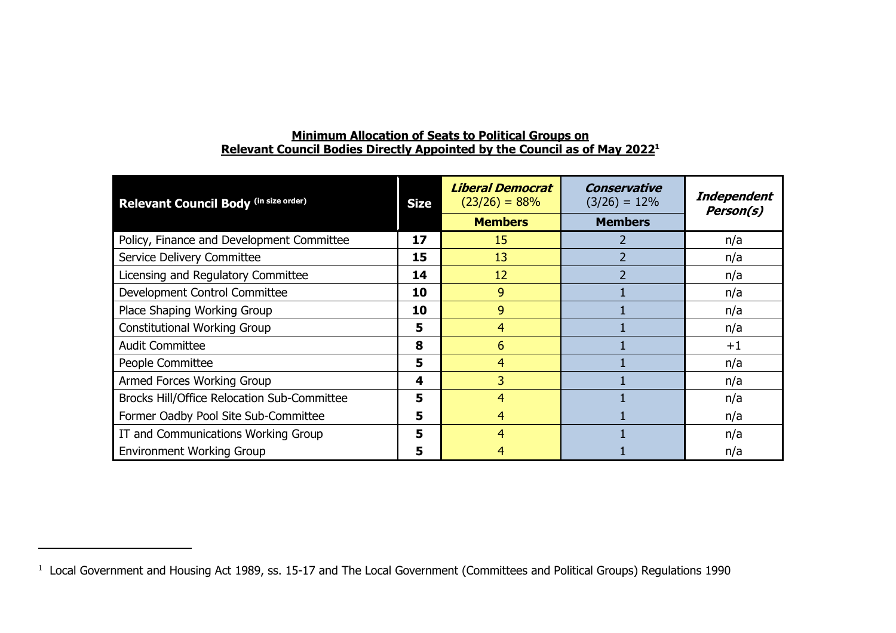**Minimum Allocation of Seats to Political Groups on Relevant Council Bodies Directly Appointed by the Council as of May 2022**[1]

| Relevant Council Body (in size order) | Size | *Liberal Democrat* (23/26) = 88% | *Conservative* (3/26) = 12% | *Independent Person(s)* |
|---|---|---|---|---|
| | | **Members** | **Members** | |
| Policy, Finance and Development Committee | **17** | 15 | 2 | n/a |
| Service Delivery Committee | **15** | 13 | 2 | n/a |
| Licensing and Regulatory Committee | **14** | 12 | 2 | n/a |
| Development Control Committee | **10** | 9 | 1 | n/a |
| Place Shaping Working Group | **10** | 9 | 1 | n/a |
| Constitutional Working Group | **5** | 4 | 1 | n/a |
| Audit Committee | **8** | 6 | 1 | +1 |
| People Committee | **5** | 4 | 1 | n/a |
| Armed Forces Working Group | **4** | 3 | 1 | n/a |
| Brocks Hill/Office Relocation Sub-Committee | **5** | 4 | 1 | n/a |
| Former Oadby Pool Site Sub-Committee | **5** | 4 | 1 | n/a |
| IT and Communications Working Group | **5** | 4 | 1 | n/a |
| Environment Working Group | **5** | 4 | 1 | n/a |

[1] Local Government and Housing Act 1989, ss. 15-17 and The Local Government (Committees and Political Groups) Regulations 1990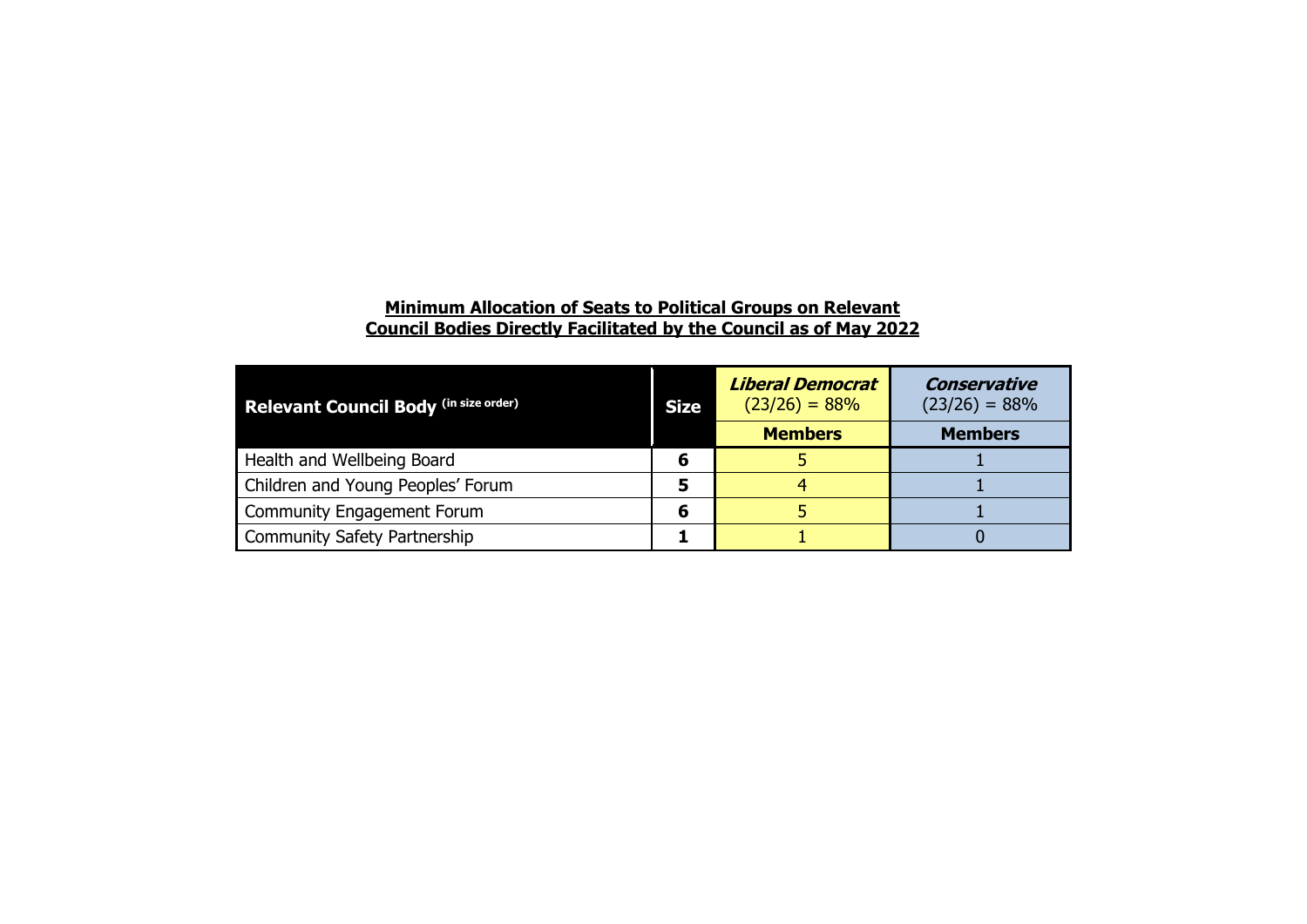**Minimum Allocation of Seats to Political Groups on Relevant Council Bodies Directly Facilitated by the Council as of May 2022**

| Relevant Council Body (in size order) | Size | *Liberal Democrat* (23/26) = 88% | *Conservative* (23/26) = 88% |
|---|---|---|---|
| | | **Members** | **Members** |
| Health and Wellbeing Board | **6** | 5 | 1 |
| Children and Young Peoples' Forum | **5** | 4 | 1 |
| Community Engagement Forum | **6** | 5 | 1 |
| Community Safety Partnership | **1** | 1 | 0 |